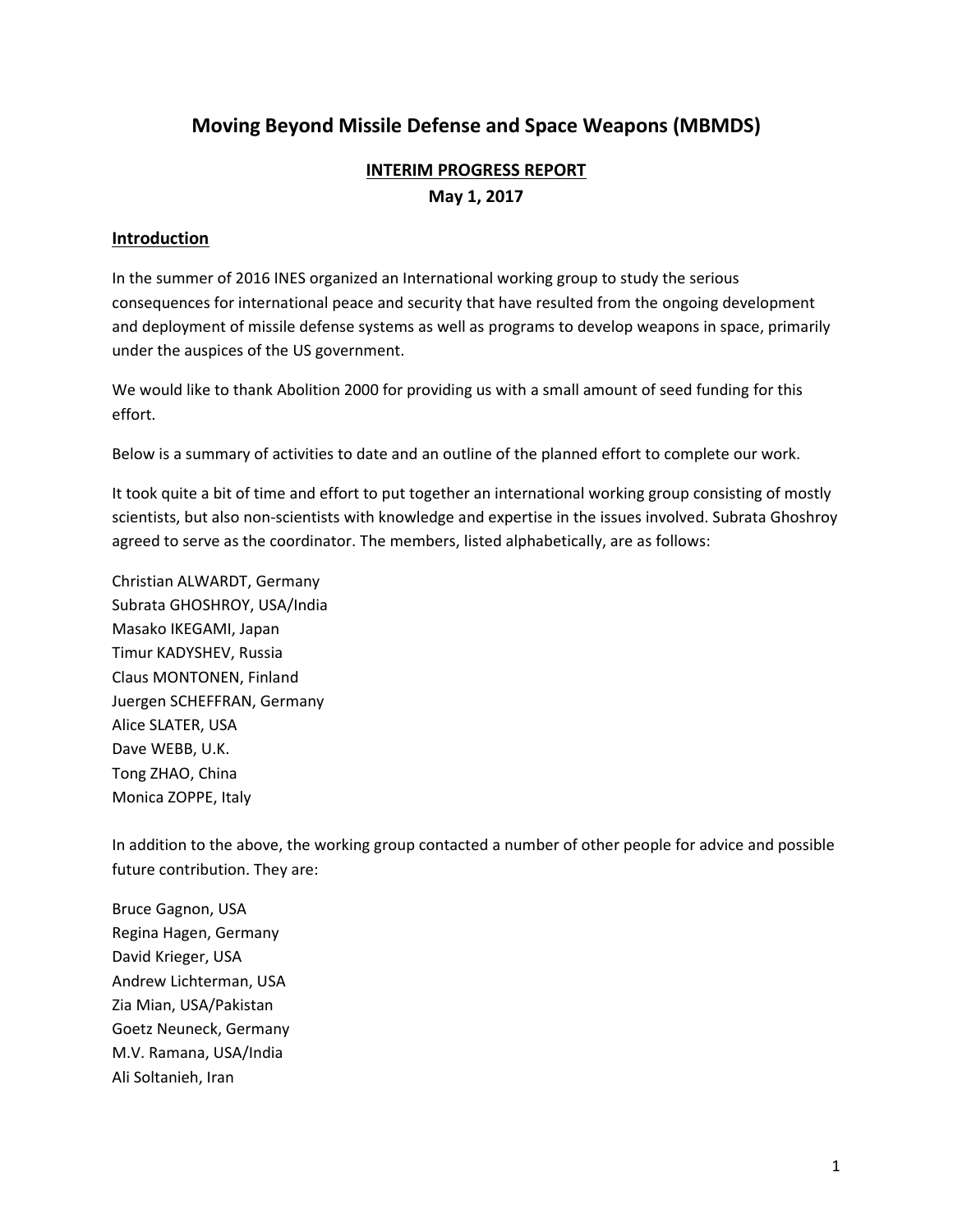# Moving Beyond Missile Defense and Space Weapons (MBMDS)

**INTERIM PROGRESS REPORT**

**May 1, 2017**

## Introduction

In the summer of 2016 INES organized an International working group to study the serious consequences for international peace and security that have resulted from the ongoing development and deployment of missile defense systems as well as programs to develop weapons in space, primarily under the auspices of the US government.

We would like to thank Abolition 2000 for providing us with a small amount of seed funding for this effort.

Below is a summary of activities to date and an outline of the planned effort to complete our work.

It took quite a bit of time and effort to put together an international working group consisting of mostly scientists, but also non-scientists with knowledge and expertise in the issues involved. Subrata Ghoshroy agreed to serve as the coordinator. The members, listed alphabetically, are as follows:

Christian ALWARDT, Germany
Subrata GHOSHROY, USA/India
Masako IKEGAMI, Japan
Timur KADYSHEV, Russia
Claus MONTONEN, Finland
Juergen SCHEFFRAN, Germany
Alice SLATER, USA
Dave WEBB, U.K.
Tong ZHAO, China
Monica ZOPPE, Italy

In addition to the above, the working group contacted a number of other people for advice and possible future contribution. They are:

Bruce Gagnon, USA
Regina Hagen, Germany
David Krieger, USA
Andrew Lichterman, USA
Zia Mian, USA/Pakistan
Goetz Neuneck, Germany
M.V. Ramana, USA/India
Ali Soltanieh, Iran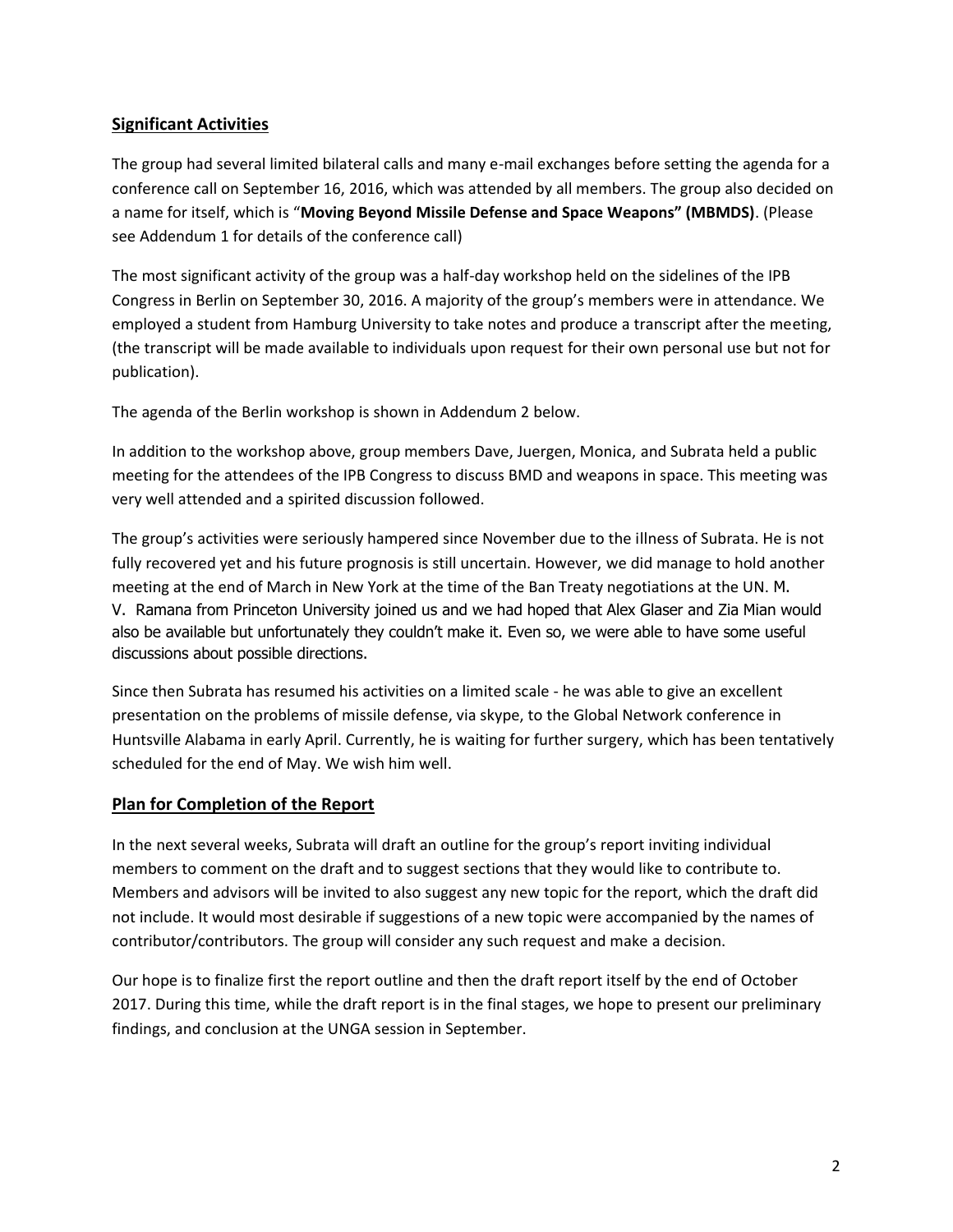## Significant Activities

The group had several limited bilateral calls and many e-mail exchanges before setting the agenda for a conference call on September 16, 2016, which was attended by all members. The group also decided on a name for itself, which is "**Moving Beyond Missile Defense and Space Weapons" (MBMDS)**. (Please see Addendum 1 for details of the conference call)

The most significant activity of the group was a half-day workshop held on the sidelines of the IPB Congress in Berlin on September 30, 2016. A majority of the group's members were in attendance. We employed a student from Hamburg University to take notes and produce a transcript after the meeting, (the transcript will be made available to individuals upon request for their own personal use but not for publication).

The agenda of the Berlin workshop is shown in Addendum 2 below.

In addition to the workshop above, group members Dave, Juergen, Monica, and Subrata held a public meeting for the attendees of the IPB Congress to discuss BMD and weapons in space. This meeting was very well attended and a spirited discussion followed.

The group's activities were seriously hampered since November due to the illness of Subrata. He is not fully recovered yet and his future prognosis is still uncertain. However, we did manage to hold another meeting at the end of March in New York at the time of the Ban Treaty negotiations at the UN. M. V. Ramana from Princeton University joined us and we had hoped that Alex Glaser and Zia Mian would also be available but unfortunately they couldn't make it. Even so, we were able to have some useful discussions about possible directions.

Since then Subrata has resumed his activities on a limited scale - he was able to give an excellent presentation on the problems of missile defense, via skype, to the Global Network conference in Huntsville Alabama in early April. Currently, he is waiting for further surgery, which has been tentatively scheduled for the end of May. We wish him well.

## Plan for Completion of the Report

In the next several weeks, Subrata will draft an outline for the group's report inviting individual members to comment on the draft and to suggest sections that they would like to contribute to. Members and advisors will be invited to also suggest any new topic for the report, which the draft did not include. It would most desirable if suggestions of a new topic were accompanied by the names of contributor/contributors. The group will consider any such request and make a decision.

Our hope is to finalize first the report outline and then the draft report itself by the end of October 2017. During this time, while the draft report is in the final stages, we hope to present our preliminary findings, and conclusion at the UNGA session in September.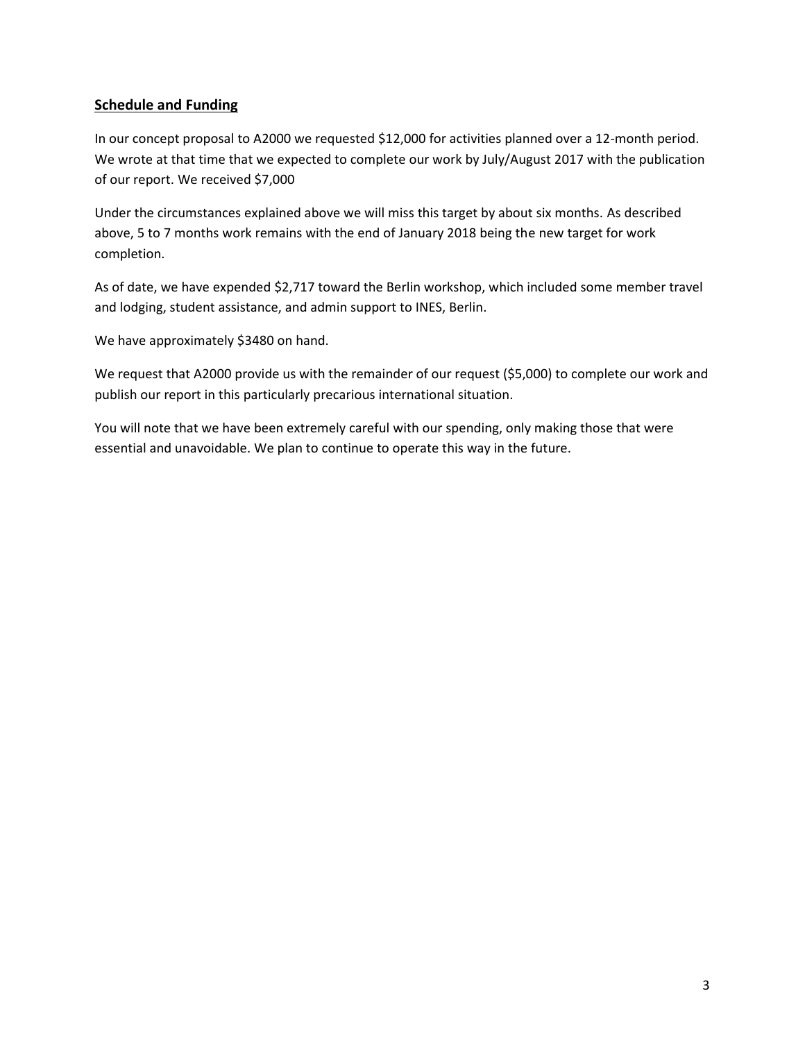## Schedule and Funding

In our concept proposal to A2000 we requested $12,000 for activities planned over a 12-month period. We wrote at that time that we expected to complete our work by July/August 2017 with the publication of our report. We received $7,000

Under the circumstances explained above we will miss this target by about six months. As described above, 5 to 7 months work remains with the end of January 2018 being the new target for work completion.

As of date, we have expended $2,717 toward the Berlin workshop, which included some member travel and lodging, student assistance, and admin support to INES, Berlin.

We have approximately $3480 on hand.

We request that A2000 provide us with the remainder of our request ($5,000) to complete our work and publish our report in this particularly precarious international situation.

You will note that we have been extremely careful with our spending, only making those that were essential and unavoidable. We plan to continue to operate this way in the future.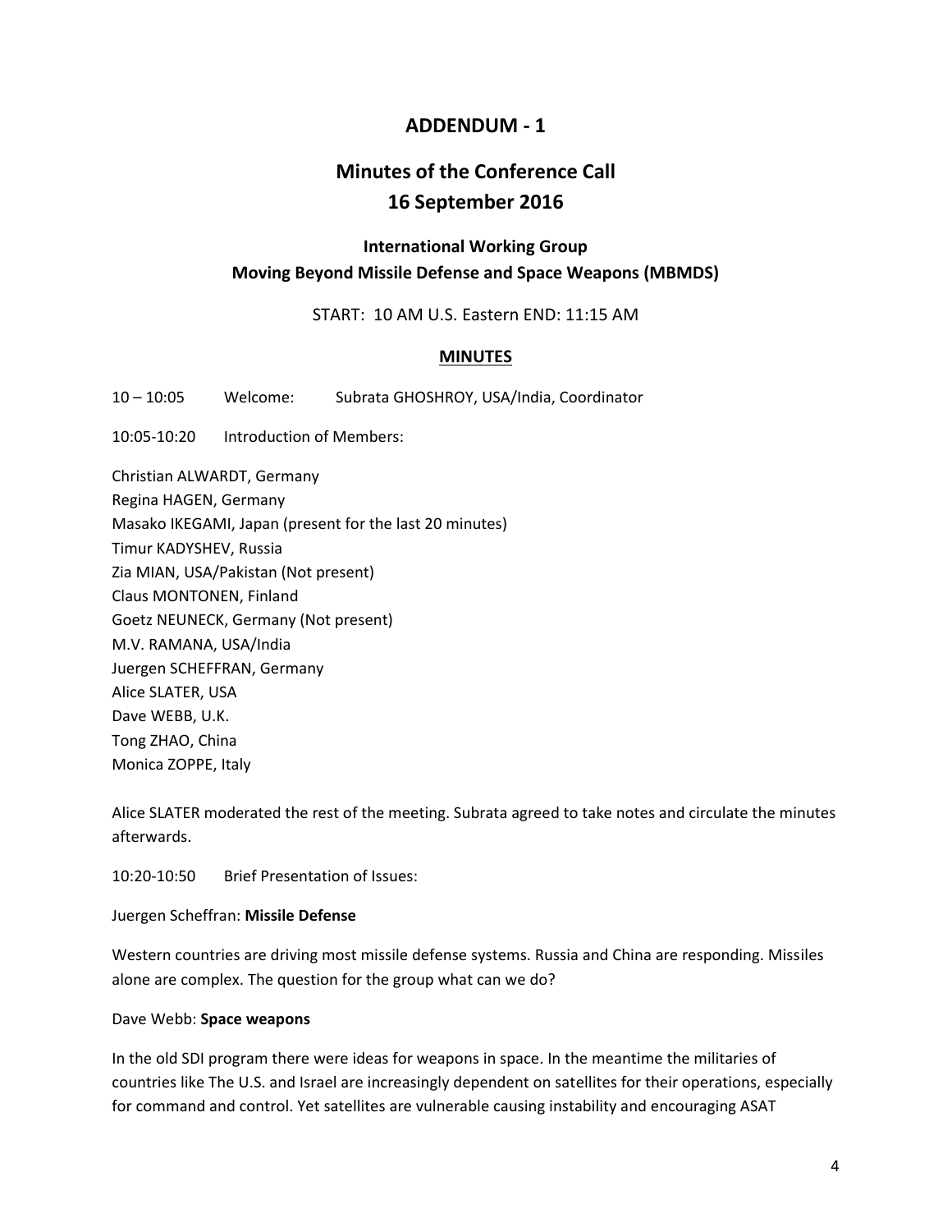# ADDENDUM - 1

## Minutes of the Conference Call
## 16 September 2016

### International Working Group
### Moving Beyond Missile Defense and Space Weapons (MBMDS)

START: 10 AM U.S. Eastern END: 11:15 AM

**MINUTES**

10 – 10:05 Welcome: Subrata GHOSHROY, USA/India, Coordinator

10:05-10:20 Introduction of Members:

Christian ALWARDT, Germany
Regina HAGEN, Germany
Masako IKEGAMI, Japan (present for the last 20 minutes)
Timur KADYSHEV, Russia
Zia MIAN, USA/Pakistan (Not present)
Claus MONTONEN, Finland
Goetz NEUNECK, Germany (Not present)
M.V. RAMANA, USA/India
Juergen SCHEFFRAN, Germany
Alice SLATER, USA
Dave WEBB, U.K.
Tong ZHAO, China
Monica ZOPPE, Italy

Alice SLATER moderated the rest of the meeting. Subrata agreed to take notes and circulate the minutes afterwards.

10:20-10:50 Brief Presentation of Issues:

Juergen Scheffran: **Missile Defense**

Western countries are driving most missile defense systems. Russia and China are responding. Missiles alone are complex. The question for the group what can we do?

Dave Webb: **Space weapons**

In the old SDI program there were ideas for weapons in space. In the meantime the militaries of countries like The U.S. and Israel are increasingly dependent on satellites for their operations, especially for command and control. Yet satellites are vulnerable causing instability and encouraging ASAT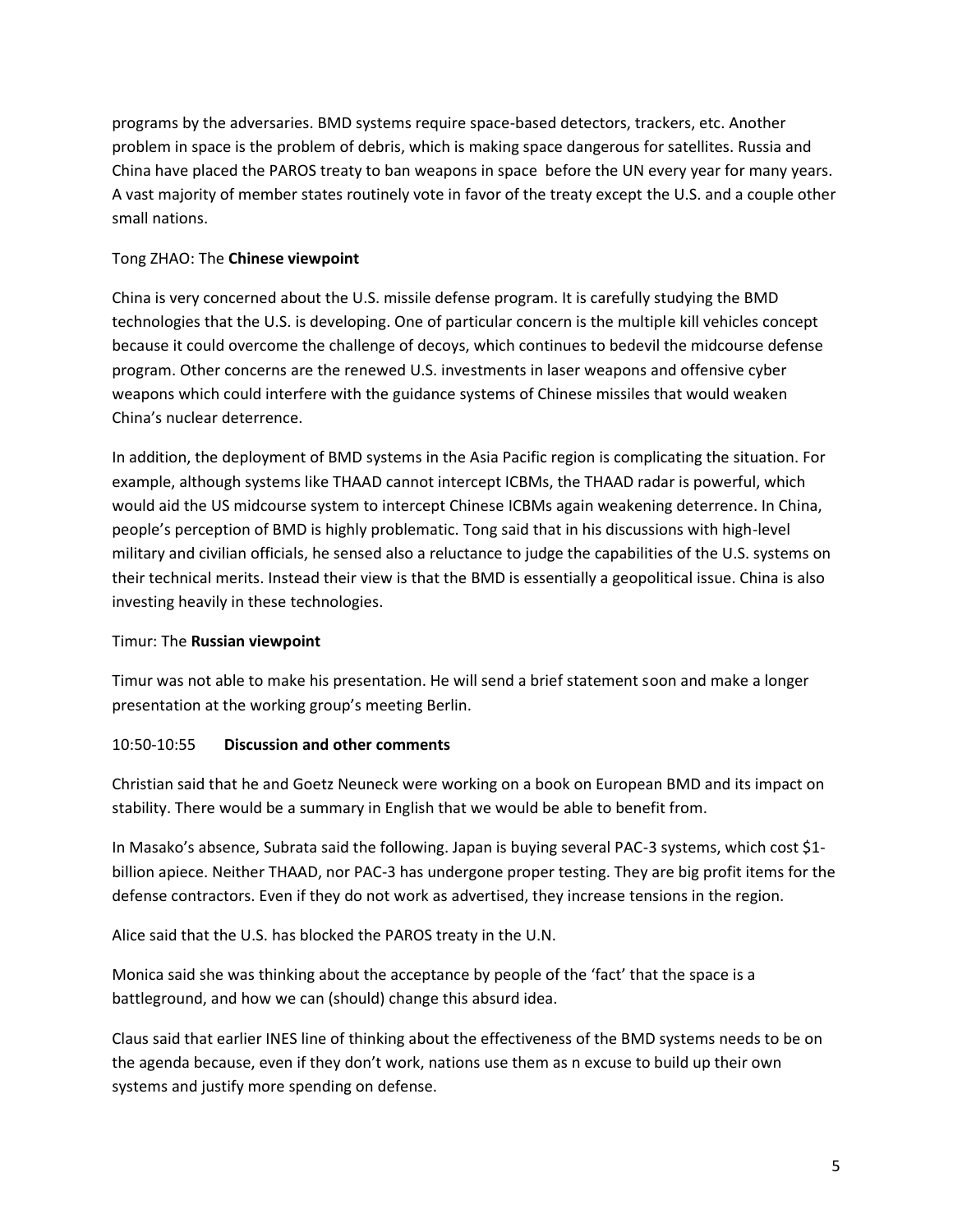programs by the adversaries. BMD systems require space-based detectors, trackers, etc. Another problem in space is the problem of debris, which is making space dangerous for satellites. Russia and China have placed the PAROS treaty to ban weapons in space  before the UN every year for many years. A vast majority of member states routinely vote in favor of the treaty except the U.S. and a couple other small nations.

Tong ZHAO: The **Chinese viewpoint**

China is very concerned about the U.S. missile defense program. It is carefully studying the BMD technologies that the U.S. is developing. One of particular concern is the multiple kill vehicles concept because it could overcome the challenge of decoys, which continues to bedevil the midcourse defense program. Other concerns are the renewed U.S. investments in laser weapons and offensive cyber weapons which could interfere with the guidance systems of Chinese missiles that would weaken China's nuclear deterrence.

In addition, the deployment of BMD systems in the Asia Pacific region is complicating the situation. For example, although systems like THAAD cannot intercept ICBMs, the THAAD radar is powerful, which would aid the US midcourse system to intercept Chinese ICBMs again weakening deterrence. In China, people's perception of BMD is highly problematic. Tong said that in his discussions with high-level military and civilian officials, he sensed also a reluctance to judge the capabilities of the U.S. systems on their technical merits. Instead their view is that the BMD is essentially a geopolitical issue. China is also investing heavily in these technologies.

Timur: The **Russian viewpoint**

Timur was not able to make his presentation. He will send a brief statement soon and make a longer presentation at the working group's meeting Berlin.

10:50-10:55 **Discussion and other comments**

Christian said that he and Goetz Neuneck were working on a book on European BMD and its impact on stability. There would be a summary in English that we would be able to benefit from.

In Masako's absence, Subrata said the following. Japan is buying several PAC-3 systems, which cost $1-billion apiece. Neither THAAD, nor PAC-3 has undergone proper testing. They are big profit items for the defense contractors. Even if they do not work as advertised, they increase tensions in the region.

Alice said that the U.S. has blocked the PAROS treaty in the U.N.

Monica said she was thinking about the acceptance by people of the 'fact' that the space is a battleground, and how we can (should) change this absurd idea.

Claus said that earlier INES line of thinking about the effectiveness of the BMD systems needs to be on the agenda because, even if they don't work, nations use them as n excuse to build up their own systems and justify more spending on defense.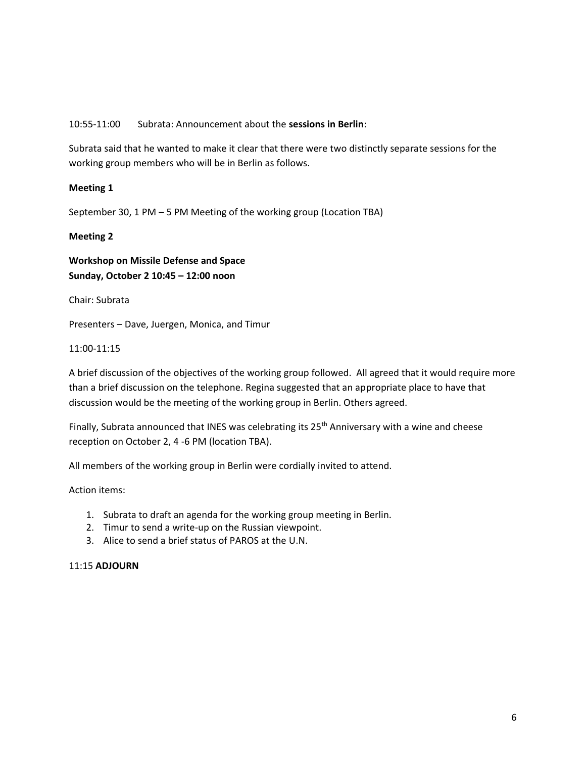10:55-11:00 Subrata: Announcement about the **sessions in Berlin**:

Subrata said that he wanted to make it clear that there were two distinctly separate sessions for the working group members who will be in Berlin as follows.

**Meeting 1**

September 30, 1 PM – 5 PM Meeting of the working group (Location TBA)

**Meeting 2**

**Workshop on Missile Defense and Space**
**Sunday, October 2 10:45 – 12:00 noon**

Chair: Subrata

Presenters – Dave, Juergen, Monica, and Timur

11:00-11:15

A brief discussion of the objectives of the working group followed. All agreed that it would require more than a brief discussion on the telephone. Regina suggested that an appropriate place to have that discussion would be the meeting of the working group in Berlin. Others agreed.

Finally, Subrata announced that INES was celebrating its 25th Anniversary with a wine and cheese reception on October 2, 4 -6 PM (location TBA).

All members of the working group in Berlin were cordially invited to attend.

Action items:

1. Subrata to draft an agenda for the working group meeting in Berlin.
2. Timur to send a write-up on the Russian viewpoint.
3. Alice to send a brief status of PAROS at the U.N.

11:15 **ADJOURN**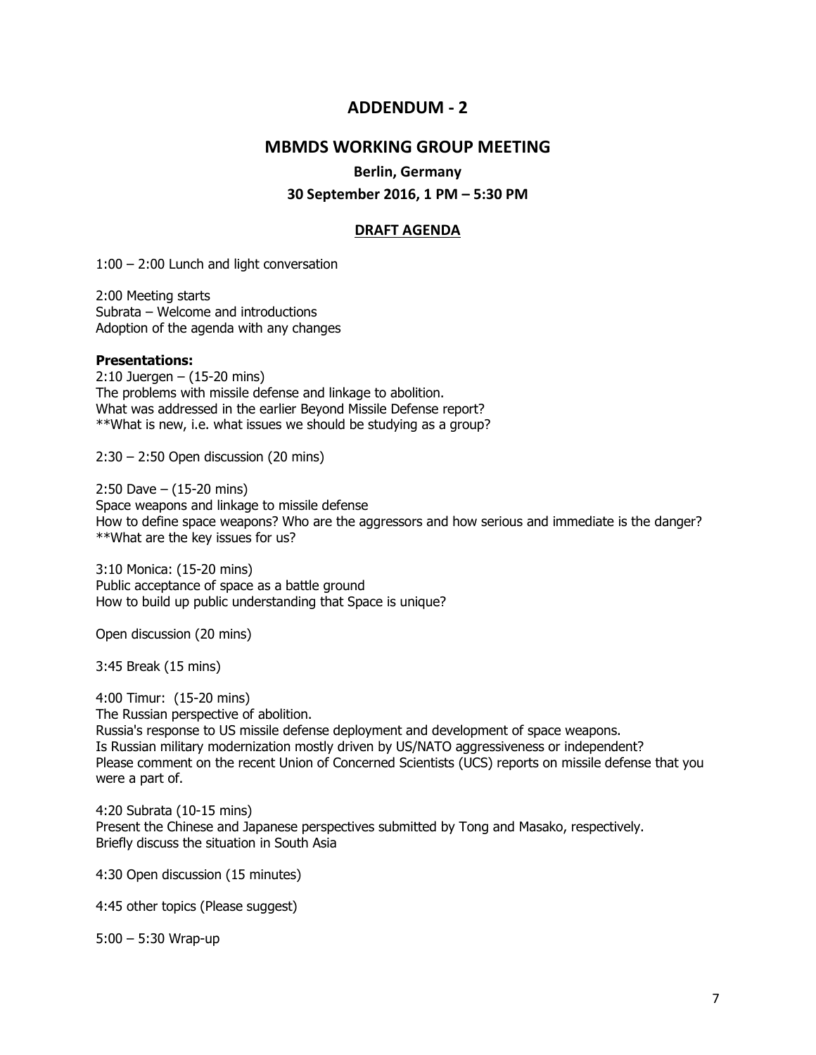# ADDENDUM - 2

## MBMDS WORKING GROUP MEETING

### Berlin, Germany

### 30 September 2016, 1 PM – 5:30 PM

**DRAFT AGENDA**

1:00 – 2:00 Lunch and light conversation

2:00 Meeting starts
Subrata – Welcome and introductions
Adoption of the agenda with any changes

**Presentations:**
2:10 Juergen – (15-20 mins)
The problems with missile defense and linkage to abolition.
What was addressed in the earlier Beyond Missile Defense report?
**What is new, i.e. what issues we should be studying as a group?

2:30 – 2:50 Open discussion (20 mins)

2:50 Dave – (15-20 mins)
Space weapons and linkage to missile defense
How to define space weapons? Who are the aggressors and how serious and immediate is the danger?
**What are the key issues for us?

3:10 Monica: (15-20 mins)
Public acceptance of space as a battle ground
How to build up public understanding that Space is unique?

Open discussion (20 mins)

3:45 Break (15 mins)

4:00 Timur: (15-20 mins)
The Russian perspective of abolition.
Russia's response to US missile defense deployment and development of space weapons.
Is Russian military modernization mostly driven by US/NATO aggressiveness or independent?
Please comment on the recent Union of Concerned Scientists (UCS) reports on missile defense that you were a part of.

4:20 Subrata (10-15 mins)
Present the Chinese and Japanese perspectives submitted by Tong and Masako, respectively.
Briefly discuss the situation in South Asia

4:30 Open discussion (15 minutes)

4:45 other topics (Please suggest)

5:00 – 5:30 Wrap-up